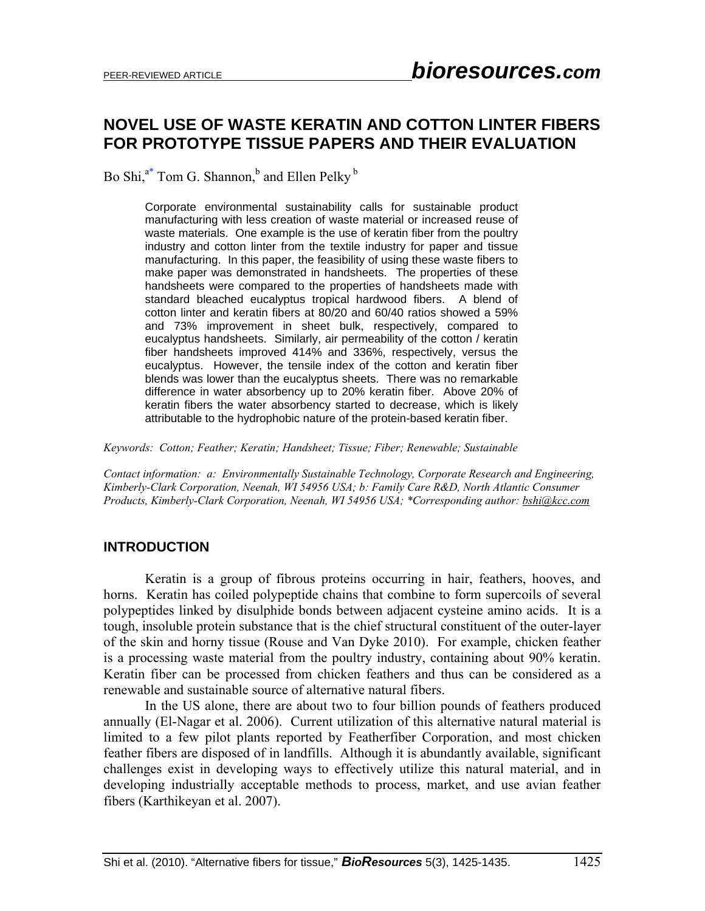# NOVEL USE OF WASTE KERATIN AND COTTON LINTER FIBERS FOR PROTOTYPE TISSUE PAPERS AND THEIR EVALUATION

Bo Shi,[a*] Tom G. Shannon,[b] and Ellen Pelky[b]

> Corporate environmental sustainability calls for sustainable product manufacturing with less creation of waste material or increased reuse of waste materials. One example is the use of keratin fiber from the poultry industry and cotton linter from the textile industry for paper and tissue manufacturing. In this paper, the feasibility of using these waste fibers to make paper was demonstrated in handsheets. The properties of these handsheets were compared to the properties of handsheets made with standard bleached eucalyptus tropical hardwood fibers. A blend of cotton linter and keratin fibers at 80/20 and 60/40 ratios showed a 59% and 73% improvement in sheet bulk, respectively, compared to eucalyptus handsheets. Similarly, air permeability of the cotton / keratin fiber handsheets improved 414% and 336%, respectively, versus the eucalyptus. However, the tensile index of the cotton and keratin fiber blends was lower than the eucalyptus sheets. There was no remarkable difference in water absorbency up to 20% keratin fiber. Above 20% of keratin fibers the water absorbency started to decrease, which is likely attributable to the hydrophobic nature of the protein-based keratin fiber.

*Keywords: Cotton; Feather; Keratin; Handsheet; Tissue; Fiber; Renewable; Sustainable*

*Contact information: a: Environmentally Sustainable Technology, Corporate Research and Engineering, Kimberly-Clark Corporation, Neenah, WI 54956 USA; b: Family Care R&D, North Atlantic Consumer Products, Kimberly-Clark Corporation, Neenah, WI 54956 USA; *Corresponding author: bshi@kcc.com*

## INTRODUCTION

Keratin is a group of fibrous proteins occurring in hair, feathers, hooves, and horns. Keratin has coiled polypeptide chains that combine to form supercoils of several polypeptides linked by disulphide bonds between adjacent cysteine amino acids. It is a tough, insoluble protein substance that is the chief structural constituent of the outer-layer of the skin and horny tissue (Rouse and Van Dyke 2010). For example, chicken feather is a processing waste material from the poultry industry, containing about 90% keratin. Keratin fiber can be processed from chicken feathers and thus can be considered as a renewable and sustainable source of alternative natural fibers.

In the US alone, there are about two to four billion pounds of feathers produced annually (El-Nagar et al. 2006). Current utilization of this alternative natural material is limited to a few pilot plants reported by Featherfiber Corporation, and most chicken feather fibers are disposed of in landfills. Although it is abundantly available, significant challenges exist in developing ways to effectively utilize this natural material, and in developing industrially acceptable methods to process, market, and use avian feather fibers (Karthikeyan et al. 2007).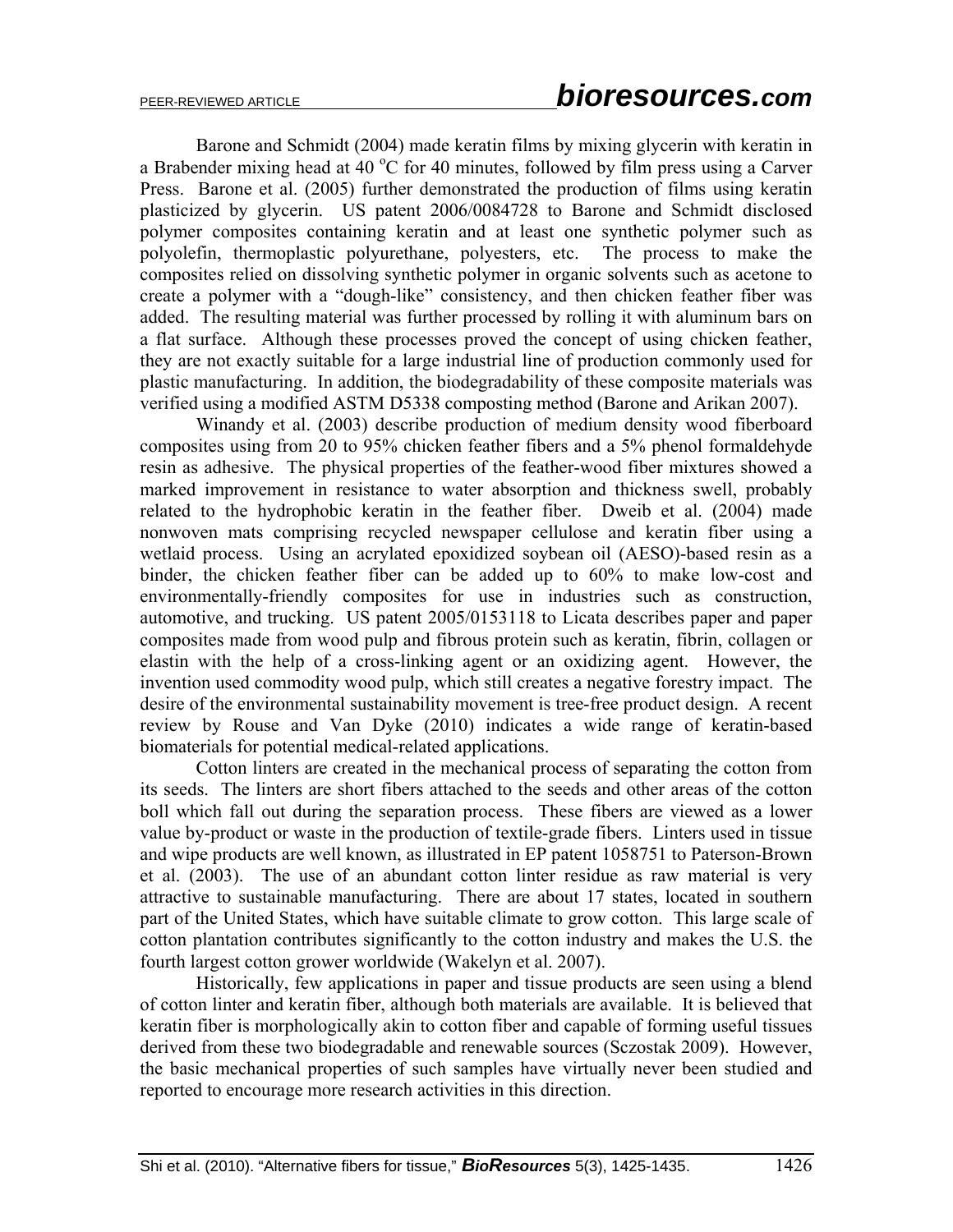Barone and Schmidt (2004) made keratin films by mixing glycerin with keratin in a Brabender mixing head at 40 $^{o}$C for 40 minutes, followed by film press using a Carver Press. Barone et al. (2005) further demonstrated the production of films using keratin plasticized by glycerin. US patent 2006/0084728 to Barone and Schmidt disclosed polymer composites containing keratin and at least one synthetic polymer such as polyolefin, thermoplastic polyurethane, polyesters, etc. The process to make the composites relied on dissolving synthetic polymer in organic solvents such as acetone to create a polymer with a "dough-like" consistency, and then chicken feather fiber was added. The resulting material was further processed by rolling it with aluminum bars on a flat surface. Although these processes proved the concept of using chicken feather, they are not exactly suitable for a large industrial line of production commonly used for plastic manufacturing. In addition, the biodegradability of these composite materials was verified using a modified ASTM D5338 composting method (Barone and Arikan 2007).

Winandy et al. (2003) describe production of medium density wood fiberboard composites using from 20 to 95% chicken feather fibers and a 5% phenol formaldehyde resin as adhesive. The physical properties of the feather-wood fiber mixtures showed a marked improvement in resistance to water absorption and thickness swell, probably related to the hydrophobic keratin in the feather fiber. Dweib et al. (2004) made nonwoven mats comprising recycled newspaper cellulose and keratin fiber using a wetlaid process. Using an acrylated epoxidized soybean oil (AESO)-based resin as a binder, the chicken feather fiber can be added up to 60% to make low-cost and environmentally-friendly composites for use in industries such as construction, automotive, and trucking. US patent 2005/0153118 to Licata describes paper and paper composites made from wood pulp and fibrous protein such as keratin, fibrin, collagen or elastin with the help of a cross-linking agent or an oxidizing agent. However, the invention used commodity wood pulp, which still creates a negative forestry impact. The desire of the environmental sustainability movement is tree-free product design. A recent review by Rouse and Van Dyke (2010) indicates a wide range of keratin-based biomaterials for potential medical-related applications.

Cotton linters are created in the mechanical process of separating the cotton from its seeds. The linters are short fibers attached to the seeds and other areas of the cotton boll which fall out during the separation process. These fibers are viewed as a lower value by-product or waste in the production of textile-grade fibers. Linters used in tissue and wipe products are well known, as illustrated in EP patent 1058751 to Paterson-Brown et al. (2003). The use of an abundant cotton linter residue as raw material is very attractive to sustainable manufacturing. There are about 17 states, located in southern part of the United States, which have suitable climate to grow cotton. This large scale of cotton plantation contributes significantly to the cotton industry and makes the U.S. the fourth largest cotton grower worldwide (Wakelyn et al. 2007).

Historically, few applications in paper and tissue products are seen using a blend of cotton linter and keratin fiber, although both materials are available. It is believed that keratin fiber is morphologically akin to cotton fiber and capable of forming useful tissues derived from these two biodegradable and renewable sources (Sczostak 2009). However, the basic mechanical properties of such samples have virtually never been studied and reported to encourage more research activities in this direction.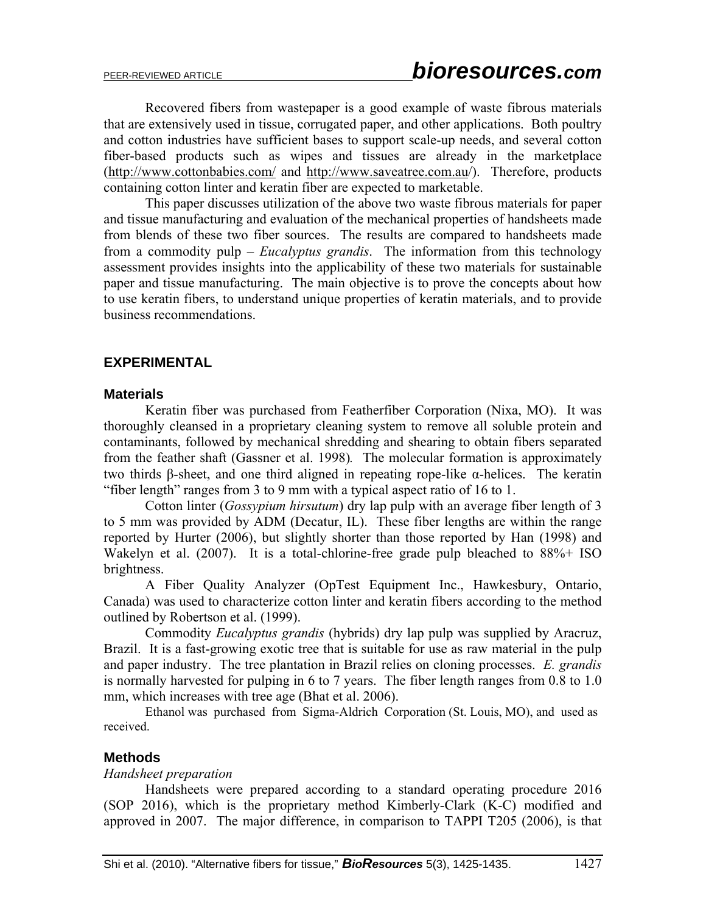Recovered fibers from wastepaper is a good example of waste fibrous materials that are extensively used in tissue, corrugated paper, and other applications. Both poultry and cotton industries have sufficient bases to support scale-up needs, and several cotton fiber-based products such as wipes and tissues are already in the marketplace (http://www.cottonbabies.com/ and http://www.saveatree.com.au/). Therefore, products containing cotton linter and keratin fiber are expected to marketable.

This paper discusses utilization of the above two waste fibrous materials for paper and tissue manufacturing and evaluation of the mechanical properties of handsheets made from blends of these two fiber sources. The results are compared to handsheets made from a commodity pulp – *Eucalyptus grandis*. The information from this technology assessment provides insights into the applicability of these two materials for sustainable paper and tissue manufacturing. The main objective is to prove the concepts about how to use keratin fibers, to understand unique properties of keratin materials, and to provide business recommendations.

## EXPERIMENTAL

### Materials

Keratin fiber was purchased from Featherfiber Corporation (Nixa, MO). It was thoroughly cleansed in a proprietary cleaning system to remove all soluble protein and contaminants, followed by mechanical shredding and shearing to obtain fibers separated from the feather shaft (Gassner et al. 1998). The molecular formation is approximately two thirds β-sheet, and one third aligned in repeating rope-like α-helices. The keratin "fiber length" ranges from 3 to 9 mm with a typical aspect ratio of 16 to 1.

Cotton linter (*Gossypium hirsutum*) dry lap pulp with an average fiber length of 3 to 5 mm was provided by ADM (Decatur, IL). These fiber lengths are within the range reported by Hurter (2006), but slightly shorter than those reported by Han (1998) and Wakelyn et al. (2007). It is a total-chlorine-free grade pulp bleached to 88%+ ISO brightness.

A Fiber Quality Analyzer (OpTest Equipment Inc., Hawkesbury, Ontario, Canada) was used to characterize cotton linter and keratin fibers according to the method outlined by Robertson et al. (1999).

Commodity *Eucalyptus grandis* (hybrids) dry lap pulp was supplied by Aracruz, Brazil. It is a fast-growing exotic tree that is suitable for use as raw material in the pulp and paper industry. The tree plantation in Brazil relies on cloning processes. *E. grandis* is normally harvested for pulping in 6 to 7 years. The fiber length ranges from 0.8 to 1.0 mm, which increases with tree age (Bhat et al. 2006).

Ethanol was purchased from Sigma-Aldrich Corporation (St. Louis, MO), and used as received.

### Methods

*Handsheet preparation*

Handsheets were prepared according to a standard operating procedure 2016 (SOP 2016), which is the proprietary method Kimberly-Clark (K-C) modified and approved in 2007. The major difference, in comparison to TAPPI T205 (2006), is that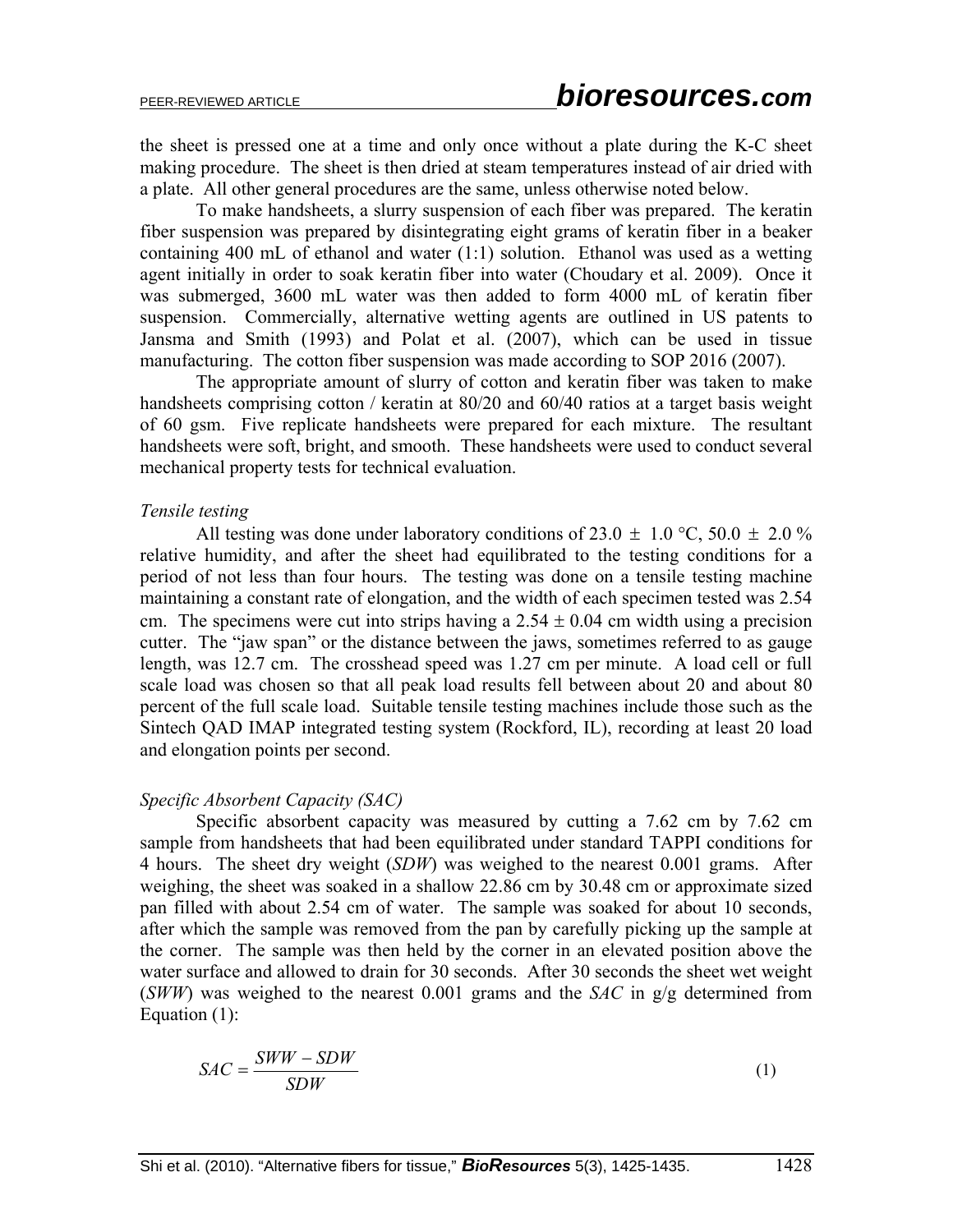the sheet is pressed one at a time and only once without a plate during the K-C sheet making procedure. The sheet is then dried at steam temperatures instead of air dried with a plate. All other general procedures are the same, unless otherwise noted below.

To make handsheets, a slurry suspension of each fiber was prepared. The keratin fiber suspension was prepared by disintegrating eight grams of keratin fiber in a beaker containing 400 mL of ethanol and water (1:1) solution. Ethanol was used as a wetting agent initially in order to soak keratin fiber into water (Choudary et al. 2009). Once it was submerged, 3600 mL water was then added to form 4000 mL of keratin fiber suspension. Commercially, alternative wetting agents are outlined in US patents to Jansma and Smith (1993) and Polat et al. (2007), which can be used in tissue manufacturing. The cotton fiber suspension was made according to SOP 2016 (2007).

The appropriate amount of slurry of cotton and keratin fiber was taken to make handsheets comprising cotton / keratin at 80/20 and 60/40 ratios at a target basis weight of 60 gsm. Five replicate handsheets were prepared for each mixture. The resultant handsheets were soft, bright, and smooth. These handsheets were used to conduct several mechanical property tests for technical evaluation.

*Tensile testing*

All testing was done under laboratory conditions of 23.0 ± 1.0 °C, 50.0 ± 2.0 % relative humidity, and after the sheet had equilibrated to the testing conditions for a period of not less than four hours. The testing was done on a tensile testing machine maintaining a constant rate of elongation, and the width of each specimen tested was 2.54 cm. The specimens were cut into strips having a 2.54 ± 0.04 cm width using a precision cutter. The "jaw span" or the distance between the jaws, sometimes referred to as gauge length, was 12.7 cm. The crosshead speed was 1.27 cm per minute. A load cell or full scale load was chosen so that all peak load results fell between about 20 and about 80 percent of the full scale load. Suitable tensile testing machines include those such as the Sintech QAD IMAP integrated testing system (Rockford, IL), recording at least 20 load and elongation points per second.

*Specific Absorbent Capacity (SAC)*

Specific absorbent capacity was measured by cutting a 7.62 cm by 7.62 cm sample from handsheets that had been equilibrated under standard TAPPI conditions for 4 hours. The sheet dry weight (*SDW*) was weighed to the nearest 0.001 grams. After weighing, the sheet was soaked in a shallow 22.86 cm by 30.48 cm or approximate sized pan filled with about 2.54 cm of water. The sample was soaked for about 10 seconds, after which the sample was removed from the pan by carefully picking up the sample at the corner. The sample was then held by the corner in an elevated position above the water surface and allowed to drain for 30 seconds. After 30 seconds the sheet wet weight (*SWW*) was weighed to the nearest 0.001 grams and the *SAC* in g/g determined from Equation (1):

$$SAC = \frac{SWW - SDW}{SDW} \tag{1}$$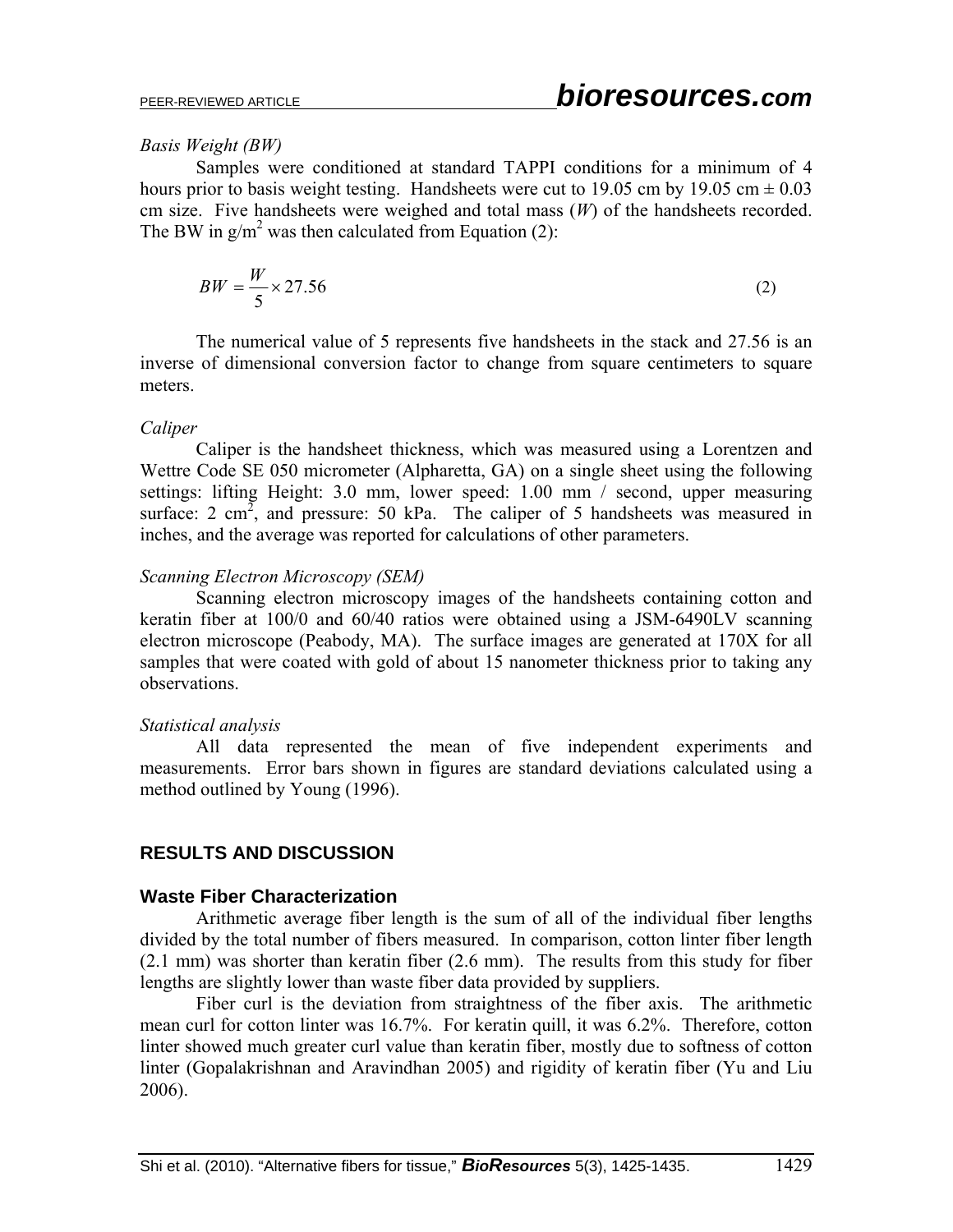*Basis Weight (BW)*

Samples were conditioned at standard TAPPI conditions for a minimum of 4 hours prior to basis weight testing. Handsheets were cut to 19.05 cm by 19.05 cm ± 0.03 cm size. Five handsheets were weighed and total mass (*W*) of the handsheets recorded. The BW in g/m$^2$ was then calculated from Equation (2):

$$BW = \frac{W}{5} \times 27.56 \tag{2}$$

The numerical value of 5 represents five handsheets in the stack and 27.56 is an inverse of dimensional conversion factor to change from square centimeters to square meters.

*Caliper*

Caliper is the handsheet thickness, which was measured using a Lorentzen and Wettre Code SE 050 micrometer (Alpharetta, GA) on a single sheet using the following settings: lifting Height: 3.0 mm, lower speed: 1.00 mm / second, upper measuring surface: 2 cm$^2$, and pressure: 50 kPa. The caliper of 5 handsheets was measured in inches, and the average was reported for calculations of other parameters.

*Scanning Electron Microscopy (SEM)*

Scanning electron microscopy images of the handsheets containing cotton and keratin fiber at 100/0 and 60/40 ratios were obtained using a JSM-6490LV scanning electron microscope (Peabody, MA). The surface images are generated at 170X for all samples that were coated with gold of about 15 nanometer thickness prior to taking any observations.

*Statistical analysis*

All data represented the mean of five independent experiments and measurements. Error bars shown in figures are standard deviations calculated using a method outlined by Young (1996).

## RESULTS AND DISCUSSION

### Waste Fiber Characterization

Arithmetic average fiber length is the sum of all of the individual fiber lengths divided by the total number of fibers measured. In comparison, cotton linter fiber length (2.1 mm) was shorter than keratin fiber (2.6 mm). The results from this study for fiber lengths are slightly lower than waste fiber data provided by suppliers.

Fiber curl is the deviation from straightness of the fiber axis. The arithmetic mean curl for cotton linter was 16.7%. For keratin quill, it was 6.2%. Therefore, cotton linter showed much greater curl value than keratin fiber, mostly due to softness of cotton linter (Gopalakrishnan and Aravindhan 2005) and rigidity of keratin fiber (Yu and Liu 2006).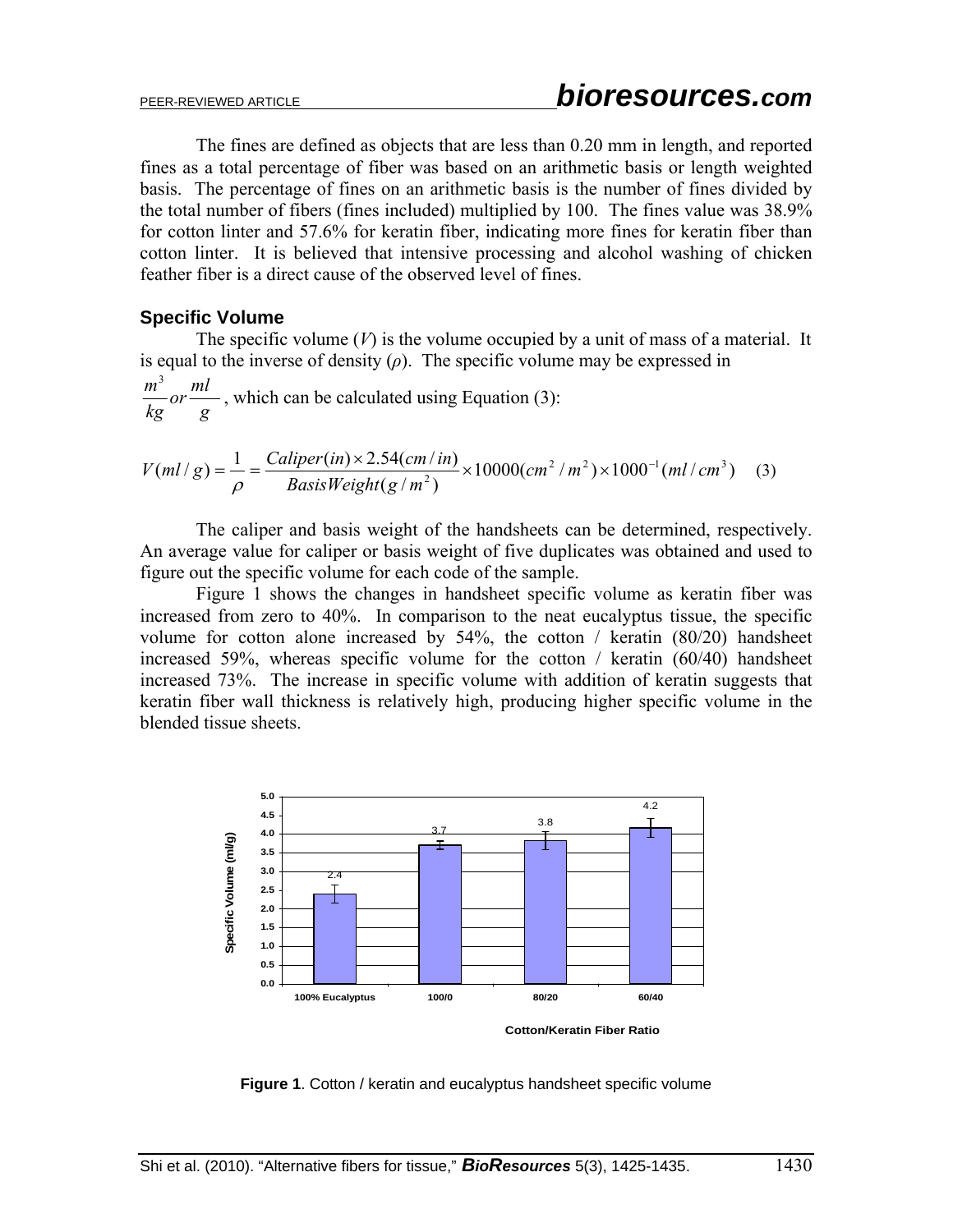The fines are defined as objects that are less than 0.20 mm in length, and reported fines as a total percentage of fiber was based on an arithmetic basis or length weighted basis. The percentage of fines on an arithmetic basis is the number of fines divided by the total number of fibers (fines included) multiplied by 100. The fines value was 38.9% for cotton linter and 57.6% for keratin fiber, indicating more fines for keratin fiber than cotton linter. It is believed that intensive processing and alcohol washing of chicken feather fiber is a direct cause of the observed level of fines.

### Specific Volume

The specific volume ($V$) is the volume occupied by a unit of mass of a material. It is equal to the inverse of density ($\rho$). The specific volume may be expressed in $\frac{m^3}{kg} or \frac{ml}{g}$, which can be calculated using Equation (3):

$$V(ml/g) = \frac{1}{\rho} = \frac{Caliper(in) \times 2.54(cm/in)}{BasisWeight(g/m^2)} \times 10000(cm^2/m^2) \times 1000^{-1}(ml/cm^3) \quad (3)$$

The caliper and basis weight of the handsheets can be determined, respectively. An average value for caliper or basis weight of five duplicates was obtained and used to figure out the specific volume for each code of the sample.

Figure 1 shows the changes in handsheet specific volume as keratin fiber was increased from zero to 40%. In comparison to the neat eucalyptus tissue, the specific volume for cotton alone increased by 54%, the cotton / keratin (80/20) handsheet increased 59%, whereas specific volume for the cotton / keratin (60/40) handsheet increased 73%. The increase in specific volume with addition of keratin suggests that keratin fiber wall thickness is relatively high, producing higher specific volume in the blended tissue sheets.

**Figure 1**. Cotton / keratin and eucalyptus handsheet specific volume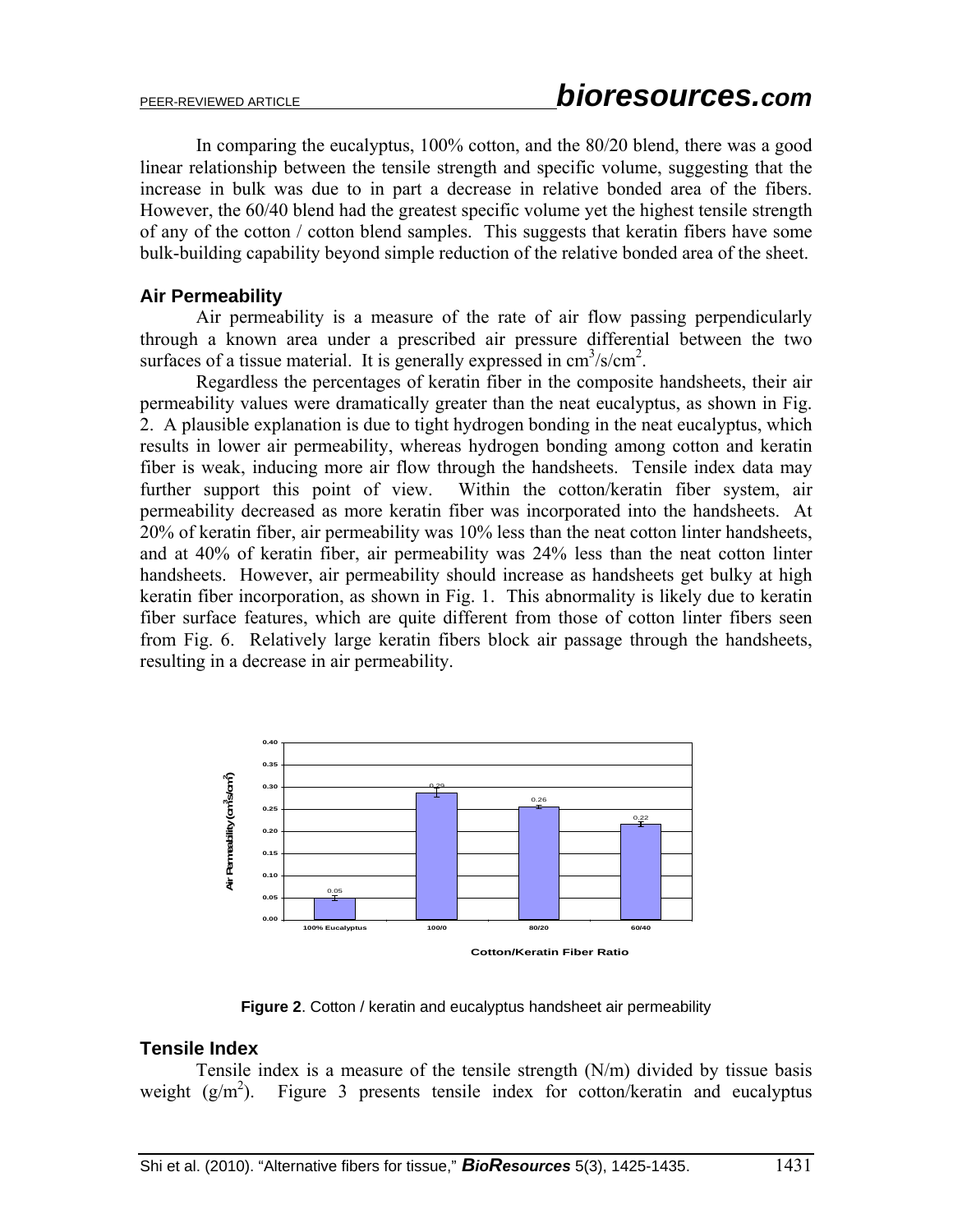In comparing the eucalyptus, 100% cotton, and the 80/20 blend, there was a good linear relationship between the tensile strength and specific volume, suggesting that the increase in bulk was due to in part a decrease in relative bonded area of the fibers. However, the 60/40 blend had the greatest specific volume yet the highest tensile strength of any of the cotton / cotton blend samples. This suggests that keratin fibers have some bulk-building capability beyond simple reduction of the relative bonded area of the sheet.

### Air Permeability

Air permeability is a measure of the rate of air flow passing perpendicularly through a known area under a prescribed air pressure differential between the two surfaces of a tissue material. It is generally expressed in $cm^3/s/cm^2$.

Regardless the percentages of keratin fiber in the composite handsheets, their air permeability values were dramatically greater than the neat eucalyptus, as shown in Fig. 2. A plausible explanation is due to tight hydrogen bonding in the neat eucalyptus, which results in lower air permeability, whereas hydrogen bonding among cotton and keratin fiber is weak, inducing more air flow through the handsheets. Tensile index data may further support this point of view. Within the cotton/keratin fiber system, air permeability decreased as more keratin fiber was incorporated into the handsheets. At 20% of keratin fiber, air permeability was 10% less than the neat cotton linter handsheets, and at 40% of keratin fiber, air permeability was 24% less than the neat cotton linter handsheets. However, air permeability should increase as handsheets get bulky at high keratin fiber incorporation, as shown in Fig. 1. This abnormality is likely due to keratin fiber surface features, which are quite different from those of cotton linter fibers seen from Fig. 6. Relatively large keratin fibers block air passage through the handsheets, resulting in a decrease in air permeability.

**Figure 2**. Cotton / keratin and eucalyptus handsheet air permeability

### Tensile Index

Tensile index is a measure of the tensile strength (N/m) divided by tissue basis weight ($g/m^2$). Figure 3 presents tensile index for cotton/keratin and eucalyptus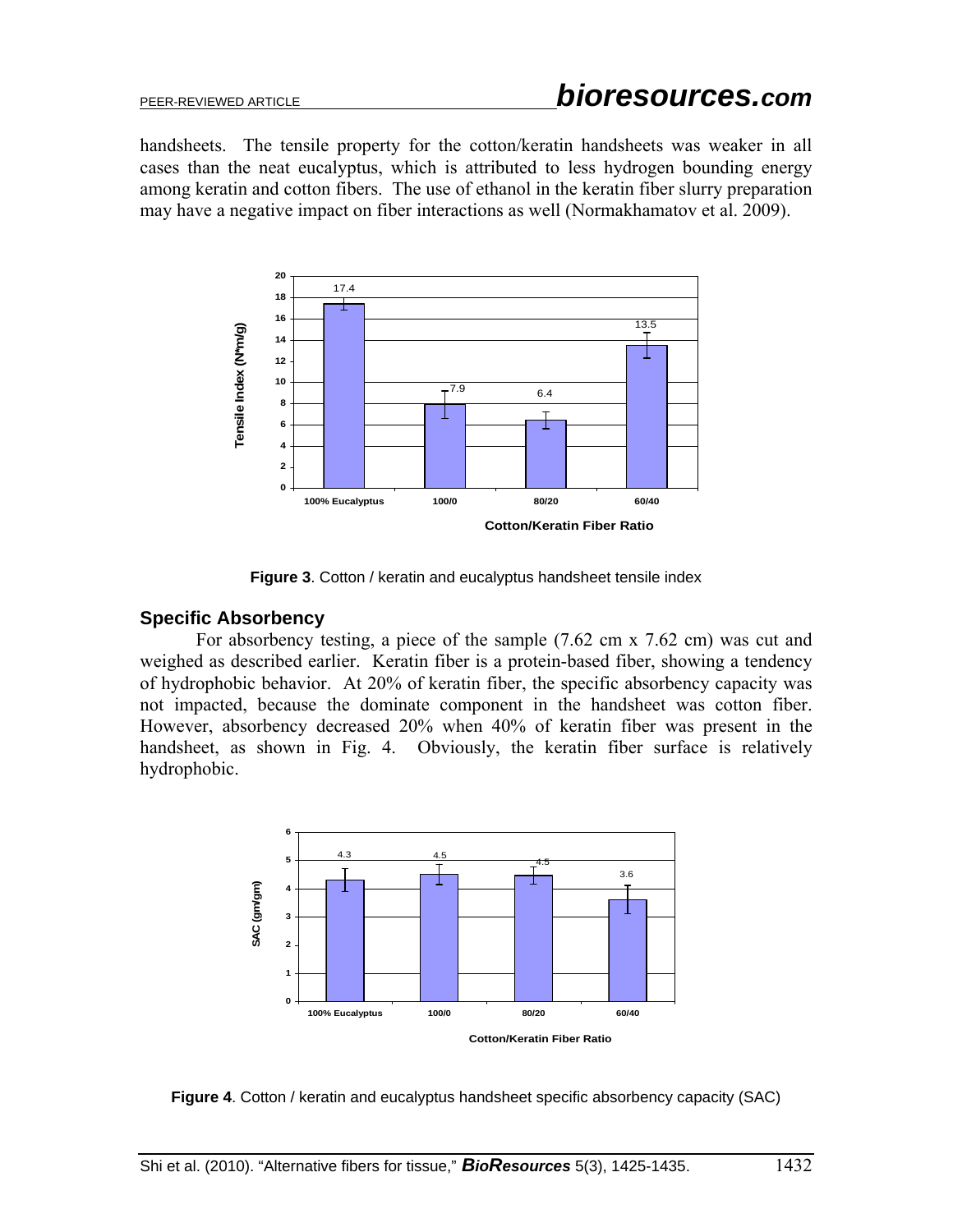handsheets. The tensile property for the cotton/keratin handsheets was weaker in all cases than the neat eucalyptus, which is attributed to less hydrogen bounding energy among keratin and cotton fibers. The use of ethanol in the keratin fiber slurry preparation may have a negative impact on fiber interactions as well (Normakhamatov et al. 2009).

**Figure 3**. Cotton / keratin and eucalyptus handsheet tensile index

## Specific Absorbency

For absorbency testing, a piece of the sample (7.62 cm x 7.62 cm) was cut and weighed as described earlier. Keratin fiber is a protein-based fiber, showing a tendency of hydrophobic behavior. At 20% of keratin fiber, the specific absorbency capacity was not impacted, because the dominate component in the handsheet was cotton fiber. However, absorbency decreased 20% when 40% of keratin fiber was present in the handsheet, as shown in Fig. 4. Obviously, the keratin fiber surface is relatively hydrophobic.

**Figure 4**. Cotton / keratin and eucalyptus handsheet specific absorbency capacity (SAC)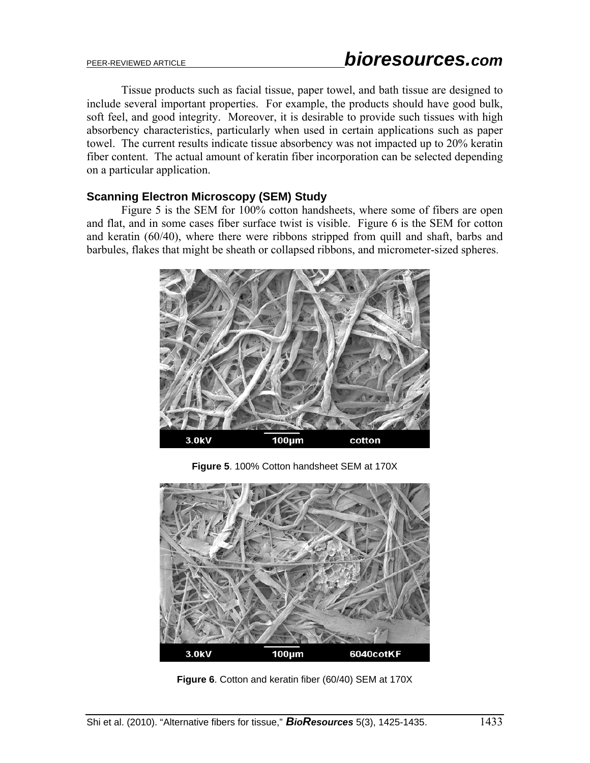Tissue products such as facial tissue, paper towel, and bath tissue are designed to include several important properties. For example, the products should have good bulk, soft feel, and good integrity. Moreover, it is desirable to provide such tissues with high absorbency characteristics, particularly when used in certain applications such as paper towel. The current results indicate tissue absorbency was not impacted up to 20% keratin fiber content. The actual amount of keratin fiber incorporation can be selected depending on a particular application.

### Scanning Electron Microscopy (SEM) Study

Figure 5 is the SEM for 100% cotton handsheets, where some of fibers are open and flat, and in some cases fiber surface twist is visible. Figure 6 is the SEM for cotton and keratin (60/40), where there were ribbons stripped from quill and shaft, barbs and barbules, flakes that might be sheath or collapsed ribbons, and micrometer-sized spheres.

**Figure 5**. 100% Cotton handsheet SEM at 170X

**Figure 6**. Cotton and keratin fiber (60/40) SEM at 170X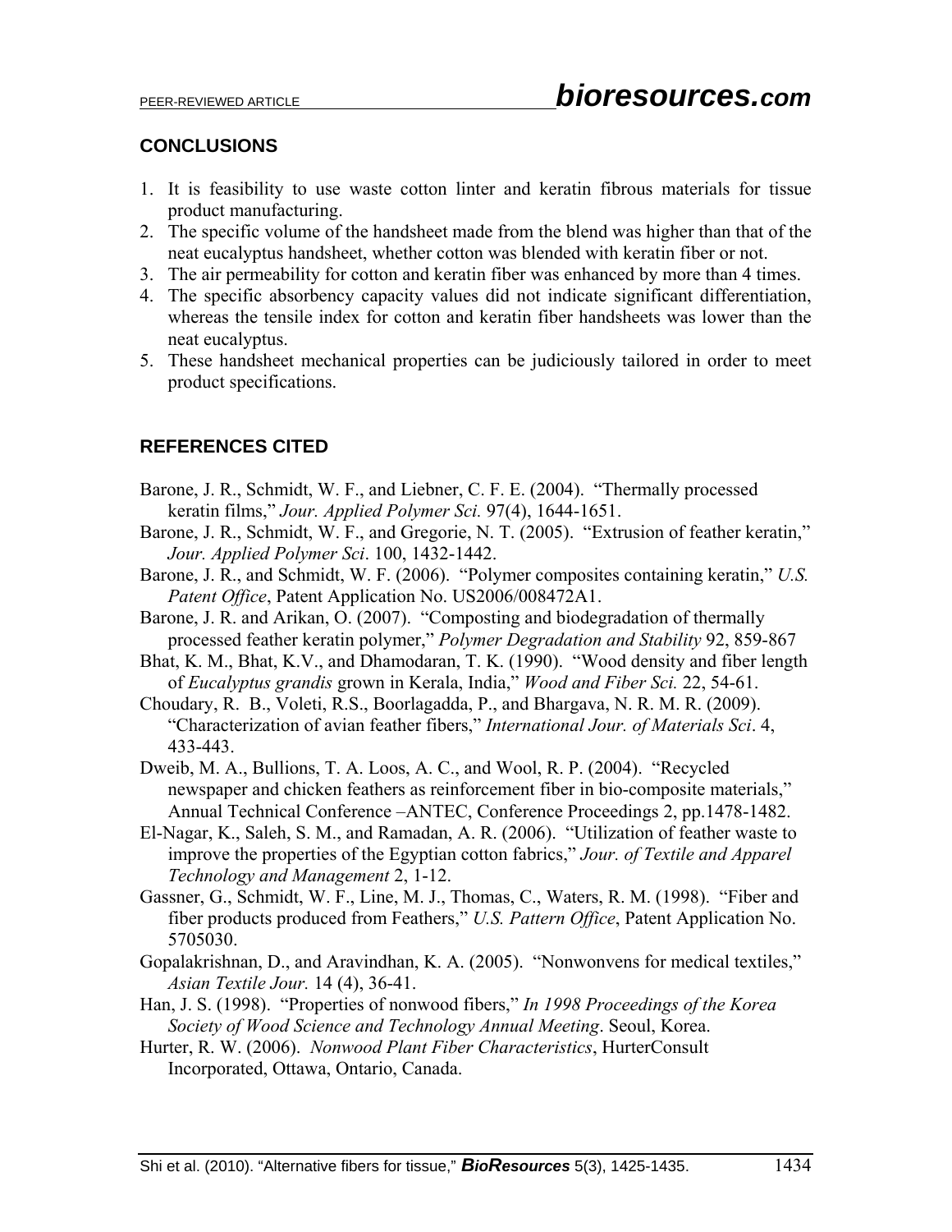## CONCLUSIONS

1. It is feasibility to use waste cotton linter and keratin fibrous materials for tissue product manufacturing.
2. The specific volume of the handsheet made from the blend was higher than that of the neat eucalyptus handsheet, whether cotton was blended with keratin fiber or not.
3. The air permeability for cotton and keratin fiber was enhanced by more than 4 times.
4. The specific absorbency capacity values did not indicate significant differentiation, whereas the tensile index for cotton and keratin fiber handsheets was lower than the neat eucalyptus.
5. These handsheet mechanical properties can be judiciously tailored in order to meet product specifications.

## REFERENCES CITED

Barone, J. R., Schmidt, W. F., and Liebner, C. F. E. (2004). "Thermally processed keratin films," *Jour. Applied Polymer Sci.* 97(4), 1644-1651.

Barone, J. R., Schmidt, W. F., and Gregorie, N. T. (2005). "Extrusion of feather keratin," *Jour. Applied Polymer Sci*. 100, 1432-1442.

Barone, J. R., and Schmidt, W. F. (2006). "Polymer composites containing keratin," *U.S. Patent Office*, Patent Application No. US2006/008472A1.

Barone, J. R. and Arikan, O. (2007). "Composting and biodegradation of thermally processed feather keratin polymer," *Polymer Degradation and Stability* 92, 859-867

Bhat, K. M., Bhat, K.V., and Dhamodaran, T. K. (1990). "Wood density and fiber length of *Eucalyptus grandis* grown in Kerala, India," *Wood and Fiber Sci.* 22, 54-61.

Choudary, R. B., Voleti, R.S., Boorlagadda, P., and Bhargava, N. R. M. R. (2009). "Characterization of avian feather fibers," *International Jour. of Materials Sci*. 4, 433-443.

Dweib, M. A., Bullions, T. A. Loos, A. C., and Wool, R. P. (2004). "Recycled newspaper and chicken feathers as reinforcement fiber in bio-composite materials," Annual Technical Conference –ANTEC, Conference Proceedings 2, pp.1478-1482.

El-Nagar, K., Saleh, S. M., and Ramadan, A. R. (2006). "Utilization of feather waste to improve the properties of the Egyptian cotton fabrics," *Jour. of Textile and Apparel Technology and Management* 2, 1-12.

Gassner, G., Schmidt, W. F., Line, M. J., Thomas, C., Waters, R. M. (1998). "Fiber and fiber products produced from Feathers," *U.S. Pattern Office*, Patent Application No. 5705030.

Gopalakrishnan, D., and Aravindhan, K. A. (2005). "Nonwonvens for medical textiles," *Asian Textile Jour.* 14 (4), 36-41.

Han, J. S. (1998). "Properties of nonwood fibers," *In 1998 Proceedings of the Korea Society of Wood Science and Technology Annual Meeting*. Seoul, Korea.

Hurter, R. W. (2006). *Nonwood Plant Fiber Characteristics*, HurterConsult Incorporated, Ottawa, Ontario, Canada.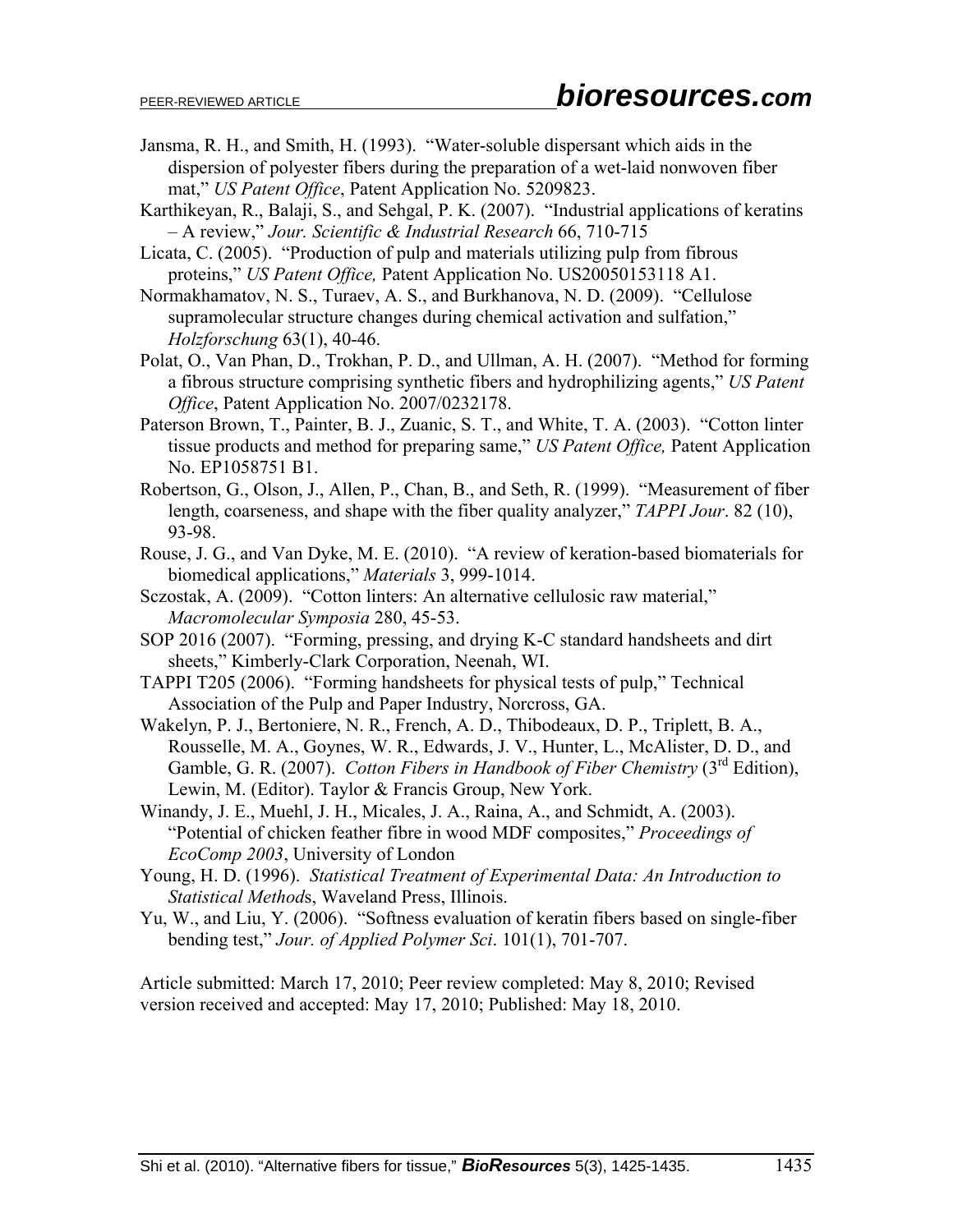Jansma, R. H., and Smith, H. (1993). "Water-soluble dispersant which aids in the dispersion of polyester fibers during the preparation of a wet-laid nonwoven fiber mat," *US Patent Office*, Patent Application No. 5209823.

Karthikeyan, R., Balaji, S., and Sehgal, P. K. (2007). "Industrial applications of keratins – A review," *Jour. Scientific & Industrial Research* 66, 710-715

Licata, C. (2005). "Production of pulp and materials utilizing pulp from fibrous proteins," *US Patent Office,* Patent Application No. US20050153118 A1.

Normakhamatov, N. S., Turaev, A. S., and Burkhanova, N. D. (2009). "Cellulose supramolecular structure changes during chemical activation and sulfation," *Holzforschung* 63(1), 40-46.

Polat, O., Van Phan, D., Trokhan, P. D., and Ullman, A. H. (2007). "Method for forming a fibrous structure comprising synthetic fibers and hydrophilizing agents," *US Patent Office*, Patent Application No. 2007/0232178.

Paterson Brown, T., Painter, B. J., Zuanic, S. T., and White, T. A. (2003). "Cotton linter tissue products and method for preparing same," *US Patent Office,* Patent Application No. EP1058751 B1.

Robertson, G., Olson, J., Allen, P., Chan, B., and Seth, R. (1999). "Measurement of fiber length, coarseness, and shape with the fiber quality analyzer," *TAPPI Jour*. 82 (10), 93-98.

Rouse, J. G., and Van Dyke, M. E. (2010). "A review of keration-based biomaterials for biomedical applications," *Materials* 3, 999-1014.

Sczostak, A. (2009). "Cotton linters: An alternative cellulosic raw material," *Macromolecular Symposia* 280, 45-53.

SOP 2016 (2007). "Forming, pressing, and drying K-C standard handsheets and dirt sheets," Kimberly-Clark Corporation, Neenah, WI.

TAPPI T205 (2006). "Forming handsheets for physical tests of pulp," Technical Association of the Pulp and Paper Industry, Norcross, GA.

Wakelyn, P. J., Bertoniere, N. R., French, A. D., Thibodeaux, D. P., Triplett, B. A., Rousselle, M. A., Goynes, W. R., Edwards, J. V., Hunter, L., McAlister, D. D., and Gamble, G. R. (2007). *Cotton Fibers in Handbook of Fiber Chemistry* (3rd Edition), Lewin, M. (Editor). Taylor & Francis Group, New York.

Winandy, J. E., Muehl, J. H., Micales, J. A., Raina, A., and Schmidt, A. (2003). "Potential of chicken feather fibre in wood MDF composites," *Proceedings of EcoComp 2003*, University of London

Young, H. D. (1996). *Statistical Treatment of Experimental Data: An Introduction to Statistical Methods*, Waveland Press, Illinois.

Yu, W., and Liu, Y. (2006). "Softness evaluation of keratin fibers based on single-fiber bending test," *Jour. of Applied Polymer Sci*. 101(1), 701-707.

Article submitted: March 17, 2010; Peer review completed: May 8, 2010; Revised version received and accepted: May 17, 2010; Published: May 18, 2010.